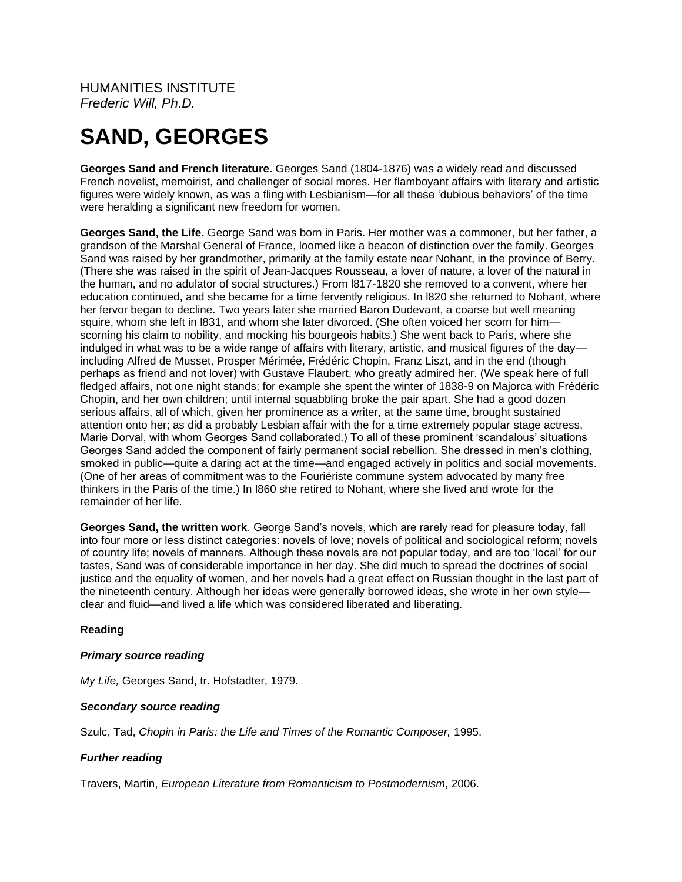HUMANITIES INSTITUTE
*Frederic Will, Ph.D.*

# SAND, GEORGES

**Georges Sand and French literature.** Georges Sand (1804-1876) was a widely read and discussed French novelist, memoirist, and challenger of social mores. Her flamboyant affairs with literary and artistic figures were widely known, as was a fling with Lesbianism—for all these 'dubious behaviors' of the time were heralding a significant new freedom for women.

**Georges Sand, the Life.** George Sand was born in Paris. Her mother was a commoner, but her father, a grandson of the Marshal General of France, loomed like a beacon of distinction over the family. Georges Sand was raised by her grandmother, primarily at the family estate near Nohant, in the province of Berry. (There she was raised in the spirit of Jean-Jacques Rousseau, a lover of nature, a lover of the natural in the human, and no adulator of social structures.) From l817-1820 she removed to a convent, where her education continued, and she became for a time fervently religious. In l820 she returned to Nohant, where her fervor began to decline. Two years later she married Baron Dudevant, a coarse but well meaning squire, whom she left in l831, and whom she later divorced. (She often voiced her scorn for him—scorning his claim to nobility, and mocking his bourgeois habits.) She went back to Paris, where she indulged in what was to be a wide range of affairs with literary, artistic, and musical figures of the day—including Alfred de Musset, Prosper Mérimée, Frédéric Chopin, Franz Liszt, and in the end (though perhaps as friend and not lover) with Gustave Flaubert, who greatly admired her. (We speak here of full fledged affairs, not one night stands; for example she spent the winter of 1838-9 on Majorca with Frédéric Chopin, and her own children; until internal squabbling broke the pair apart. She had a good dozen serious affairs, all of which, given her prominence as a writer, at the same time, brought sustained attention onto her; as did a probably Lesbian affair with the for a time extremely popular stage actress, Marie Dorval, with whom Georges Sand collaborated.) To all of these prominent 'scandalous' situations Georges Sand added the component of fairly permanent social rebellion. She dressed in men's clothing, smoked in public—quite a daring act at the time—and engaged actively in politics and social movements. (One of her areas of commitment was to the Fouriériste commune system advocated by many free thinkers in the Paris of the time.) In l860 she retired to Nohant, where she lived and wrote for the remainder of her life.

**Georges Sand, the written work**. George Sand's novels, which are rarely read for pleasure today, fall into four more or less distinct categories: novels of love; novels of political and sociological reform; novels of country life; novels of manners. Although these novels are not popular today, and are too 'local' for our tastes, Sand was of considerable importance in her day. She did much to spread the doctrines of social justice and the equality of women, and her novels had a great effect on Russian thought in the last part of the nineteenth century. Although her ideas were generally borrowed ideas, she wrote in her own style—clear and fluid—and lived a life which was considered liberated and liberating.

**Reading**

***Primary source reading***

*My Life,* Georges Sand, tr. Hofstadter, 1979.

***Secondary source reading***

Szulc, Tad, *Chopin in Paris: the Life and Times of the Romantic Composer,* 1995.

***Further reading***

Travers, Martin, *European Literature from Romanticism to Postmodernism*, 2006.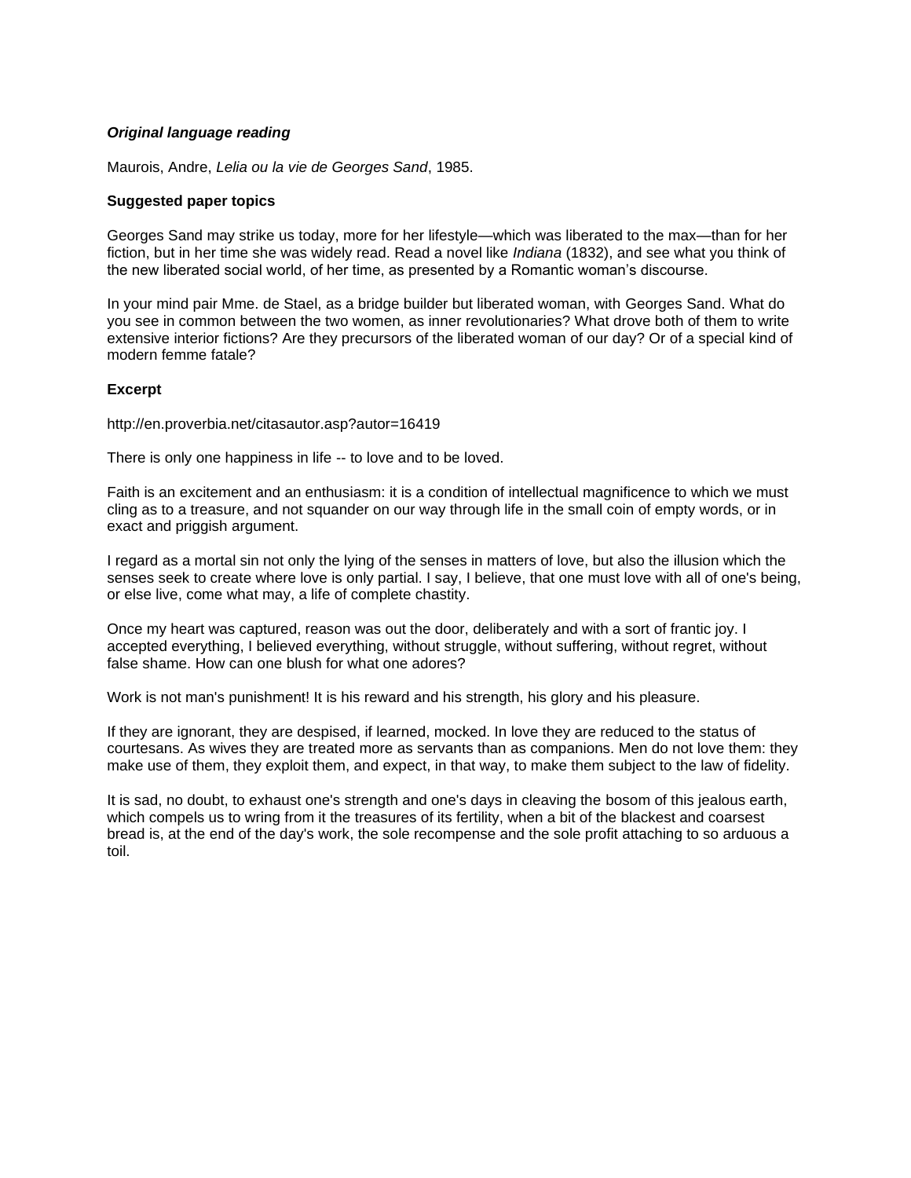***Original language reading***

Maurois, Andre, *Lelia ou la vie de Georges Sand*, 1985.

**Suggested paper topics**

Georges Sand may strike us today, more for her lifestyle—which was liberated to the max—than for her fiction, but in her time she was widely read. Read a novel like *Indiana* (1832), and see what you think of the new liberated social world, of her time, as presented by a Romantic woman's discourse.

In your mind pair Mme. de Stael, as a bridge builder but liberated woman, with Georges Sand. What do you see in common between the two women, as inner revolutionaries? What drove both of them to write extensive interior fictions? Are they precursors of the liberated woman of our day? Or of a special kind of modern femme fatale?

**Excerpt**

http://en.proverbia.net/citasautor.asp?autor=16419

There is only one happiness in life -- to love and to be loved.

Faith is an excitement and an enthusiasm: it is a condition of intellectual magnificence to which we must cling as to a treasure, and not squander on our way through life in the small coin of empty words, or in exact and priggish argument.

I regard as a mortal sin not only the lying of the senses in matters of love, but also the illusion which the senses seek to create where love is only partial. I say, I believe, that one must love with all of one's being, or else live, come what may, a life of complete chastity.

Once my heart was captured, reason was out the door, deliberately and with a sort of frantic joy. I accepted everything, I believed everything, without struggle, without suffering, without regret, without false shame. How can one blush for what one adores?

Work is not man's punishment! It is his reward and his strength, his glory and his pleasure.

If they are ignorant, they are despised, if learned, mocked. In love they are reduced to the status of courtesans. As wives they are treated more as servants than as companions. Men do not love them: they make use of them, they exploit them, and expect, in that way, to make them subject to the law of fidelity.

It is sad, no doubt, to exhaust one's strength and one's days in cleaving the bosom of this jealous earth, which compels us to wring from it the treasures of its fertility, when a bit of the blackest and coarsest bread is, at the end of the day's work, the sole recompense and the sole profit attaching to so arduous a toil.